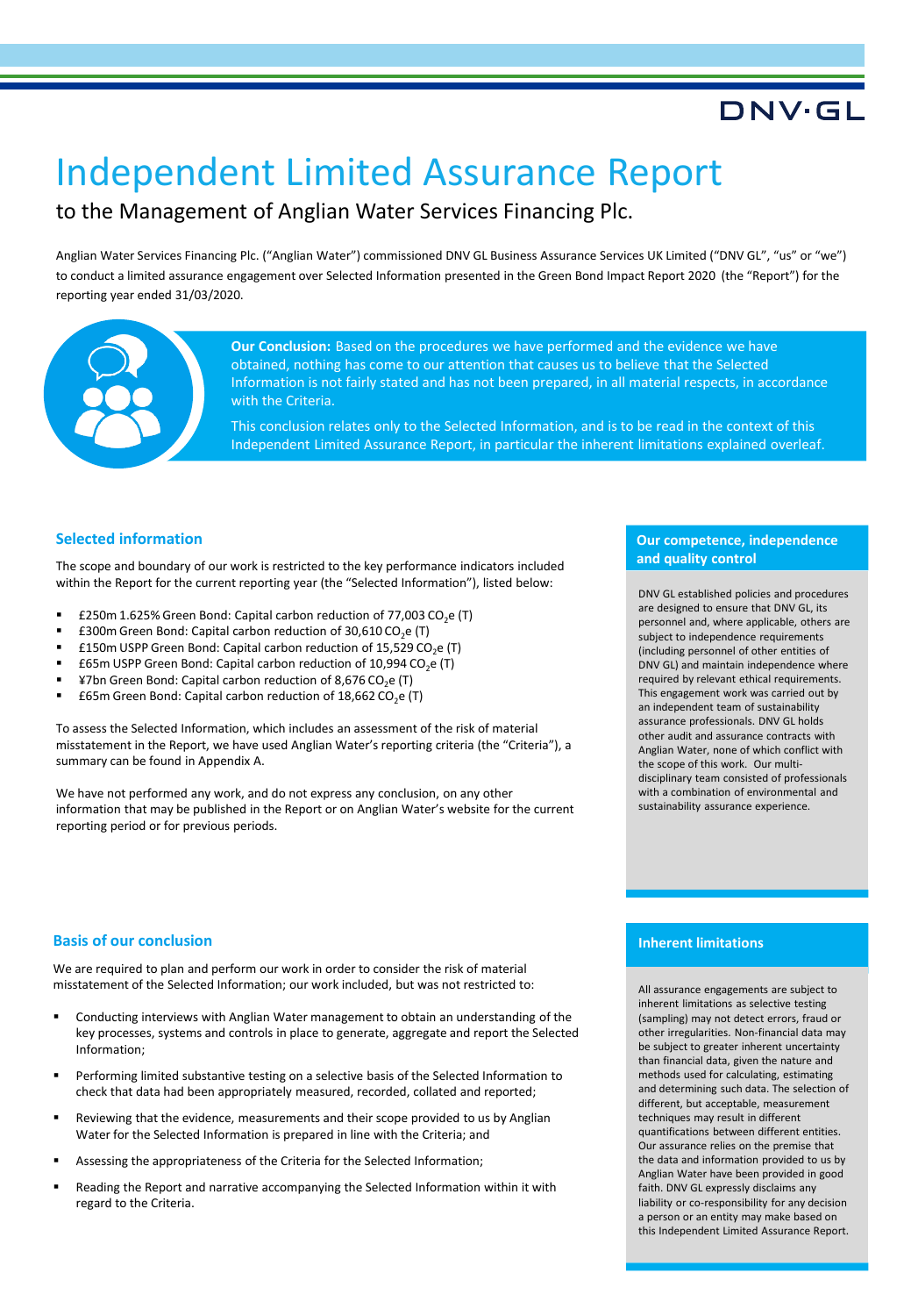# Independent Limited Assurance Report

## to the Management of Anglian Water Services Financing Plc.

Anglian Water Services Financing Plc. ("Anglian Water") commissioned DNV GL Business Assurance Services UK Limited ("DNV GL", "us" or "we") to conduct a limited assurance engagement over Selected Information presented in the Green Bond Impact Report 2020 (the "Report") for the reporting year ended 31/03/2020.

**Our Conclusion:** Based on the procedures we have performed and the evidence we have obtained, nothing has come to our attention that causes us to believe that the Selected Information is not fairly stated and has not been prepared, in all material respects, in accordance with the Criteria.

This conclusion relates only to the Selected Information, and is to be read in the context of this Independent Limited Assurance Report, in particular the inherent limitations explained overleaf.

### Selected information

The scope and boundary of our work is restricted to the key performance indicators included within the Report for the current reporting year (the "Selected Information"), listed below:

- £250m 1.625% Green Bond: Capital carbon reduction of 77,003 $CO_2e$ (T)
- £300m Green Bond: Capital carbon reduction of 30,610 $CO_2e$ (T)
- £150m USPP Green Bond: Capital carbon reduction of 15,529 $CO_2e$ (T)
- £65m USPP Green Bond: Capital carbon reduction of 10,994 $CO_2e$ (T)
- ¥7bn Green Bond: Capital carbon reduction of 8,676 $CO_2e$ (T)
- £65m Green Bond: Capital carbon reduction of 18,662 $CO_2e$ (T)

To assess the Selected Information, which includes an assessment of the risk of material misstatement in the Report, we have used Anglian Water's reporting criteria (the "Criteria"), a summary can be found in Appendix A.

We have not performed any work, and do not express any conclusion, on any other information that may be published in the Report or on Anglian Water's website for the current reporting period or for previous periods.

### Our competence, independence and quality control

DNV GL established policies and procedures are designed to ensure that DNV GL, its personnel and, where applicable, others are subject to independence requirements (including personnel of other entities of DNV GL) and maintain independence where required by relevant ethical requirements. This engagement work was carried out by an independent team of sustainability assurance professionals. DNV GL holds other audit and assurance contracts with Anglian Water, none of which conflict with the scope of this work. Our multi-disciplinary team consisted of professionals with a combination of environmental and sustainability assurance experience.

### Basis of our conclusion

We are required to plan and perform our work in order to consider the risk of material misstatement of the Selected Information; our work included, but was not restricted to:

- Conducting interviews with Anglian Water management to obtain an understanding of the key processes, systems and controls in place to generate, aggregate and report the Selected Information;
- Performing limited substantive testing on a selective basis of the Selected Information to check that data had been appropriately measured, recorded, collated and reported;
- Reviewing that the evidence, measurements and their scope provided to us by Anglian Water for the Selected Information is prepared in line with the Criteria; and
- Assessing the appropriateness of the Criteria for the Selected Information;
- Reading the Report and narrative accompanying the Selected Information within it with regard to the Criteria.

### Inherent limitations

All assurance engagements are subject to inherent limitations as selective testing (sampling) may not detect errors, fraud or other irregularities. Non-financial data may be subject to greater inherent uncertainty than financial data, given the nature and methods used for calculating, estimating and determining such data. The selection of different, but acceptable, measurement techniques may result in different quantifications between different entities. Our assurance relies on the premise that the data and information provided to us by Anglian Water have been provided in good faith. DNV GL expressly disclaims any liability or co-responsibility for any decision a person or an entity may make based on this Independent Limited Assurance Report.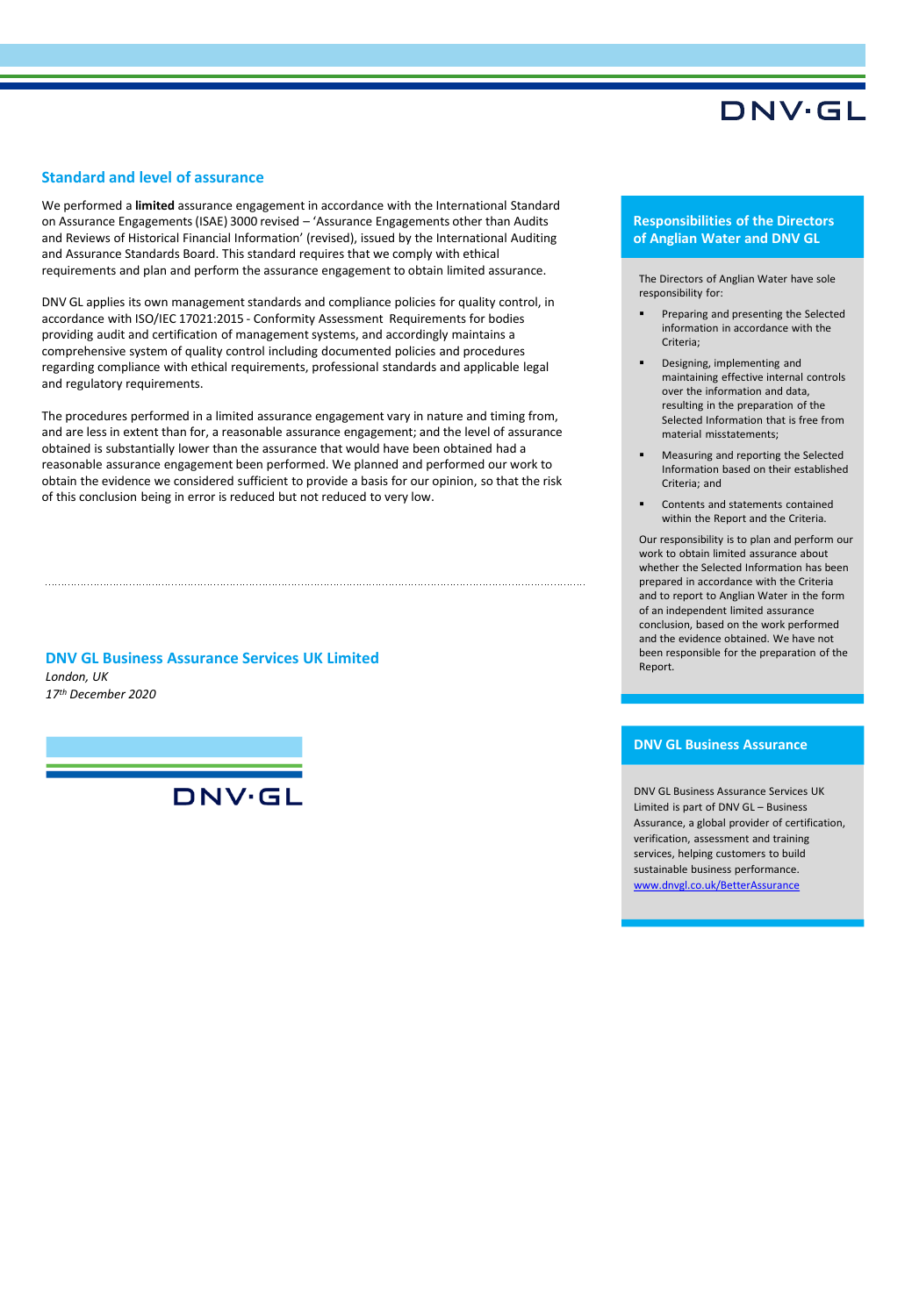## Standard and level of assurance

We performed a **limited** assurance engagement in accordance with the International Standard on Assurance Engagements (ISAE) 3000 revised – 'Assurance Engagements other than Audits and Reviews of Historical Financial Information' (revised), issued by the International Auditing and Assurance Standards Board. This standard requires that we comply with ethical requirements and plan and perform the assurance engagement to obtain limited assurance.

DNV GL applies its own management standards and compliance policies for quality control, in accordance with ISO/IEC 17021:2015 - Conformity Assessment Requirements for bodies providing audit and certification of management systems, and accordingly maintains a comprehensive system of quality control including documented policies and procedures regarding compliance with ethical requirements, professional standards and applicable legal and regulatory requirements.

The procedures performed in a limited assurance engagement vary in nature and timing from, and are less in extent than for, a reasonable assurance engagement; and the level of assurance obtained is substantially lower than the assurance that would have been obtained had a reasonable assurance engagement been performed. We planned and performed our work to obtain the evidence we considered sufficient to provide a basis for our opinion, so that the risk of this conclusion being in error is reduced but not reduced to very low.

**DNV GL Business Assurance Services UK Limited**

*London, UK*

*17th December 2020*

DNV·GL

## Responsibilities of the Directors of Anglian Water and DNV GL

The Directors of Anglian Water have sole responsibility for:

- Preparing and presenting the Selected information in accordance with the Criteria;
- Designing, implementing and maintaining effective internal controls over the information and data, resulting in the preparation of the Selected Information that is free from material misstatements;
- Measuring and reporting the Selected Information based on their established Criteria; and
- Contents and statements contained within the Report and the Criteria.

Our responsibility is to plan and perform our work to obtain limited assurance about whether the Selected Information has been prepared in accordance with the Criteria and to report to Anglian Water in the form of an independent limited assurance conclusion, based on the work performed and the evidence obtained. We have not been responsible for the preparation of the Report.

## DNV GL Business Assurance

DNV GL Business Assurance Services UK Limited is part of DNV GL – Business Assurance, a global provider of certification, verification, assessment and training services, helping customers to build sustainable business performance. www.dnvgl.co.uk/BetterAssurance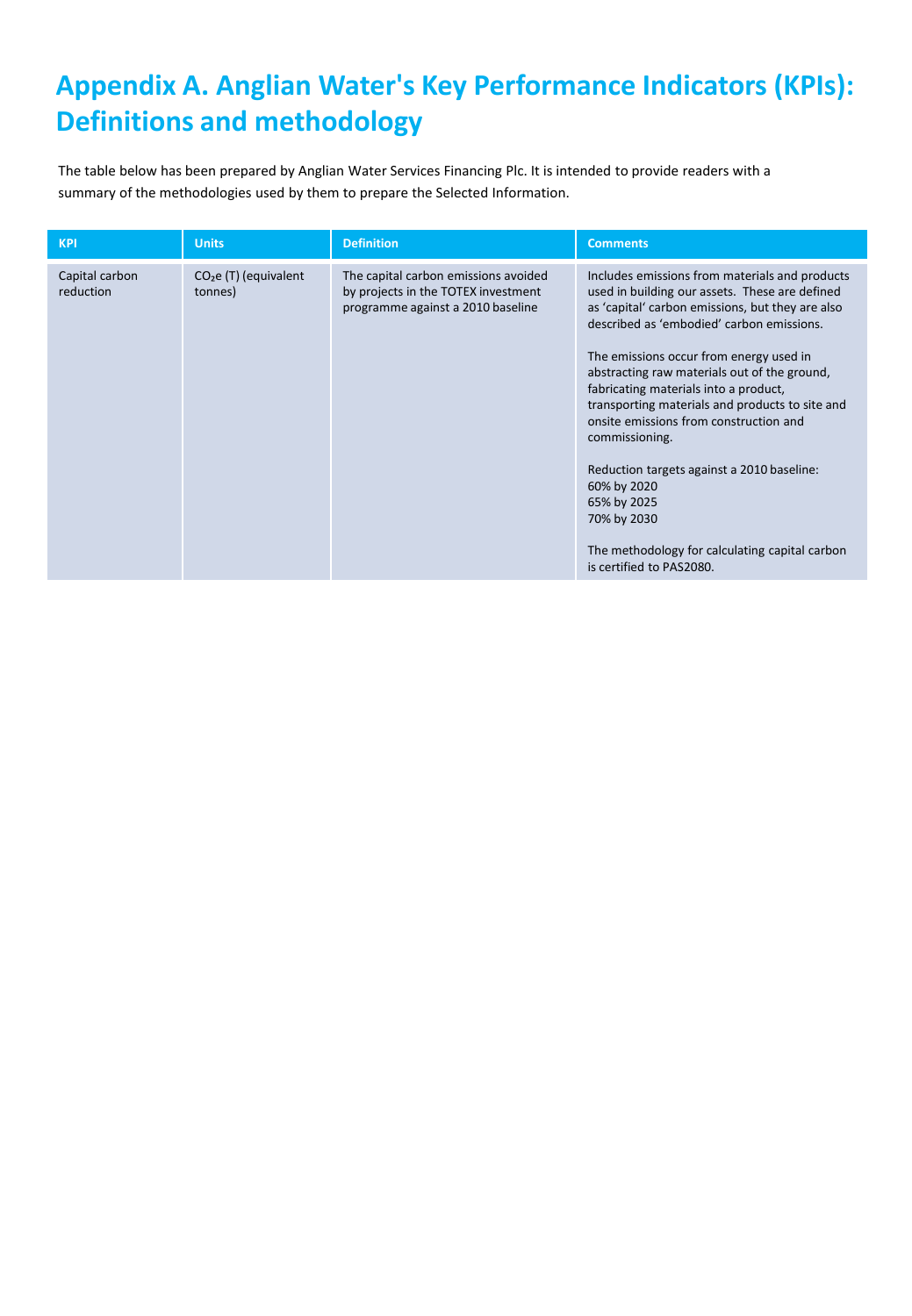# Appendix A. Anglian Water's Key Performance Indicators (KPIs): Definitions and methodology

The table below has been prepared by Anglian Water Services Financing Plc. It is intended to provide readers with a summary of the methodologies used by them to prepare the Selected Information.

| KPI | Units | Definition | Comments |
|---|---|---|---|
| Capital carbon reduction | $CO_2e$ (T) (equivalent tonnes) | The capital carbon emissions avoided by projects in the TOTEX investment programme against a 2010 baseline | Includes emissions from materials and products used in building our assets. These are defined as 'capital' carbon emissions, but they are also described as 'embodied' carbon emissions.<br><br>The emissions occur from energy used in abstracting raw materials out of the ground, fabricating materials into a product, transporting materials and products to site and onsite emissions from construction and commissioning.<br><br>Reduction targets against a 2010 baseline:<br>60% by 2020<br>65% by 2025<br>70% by 2030<br><br>The methodology for calculating capital carbon is certified to PAS2080. |